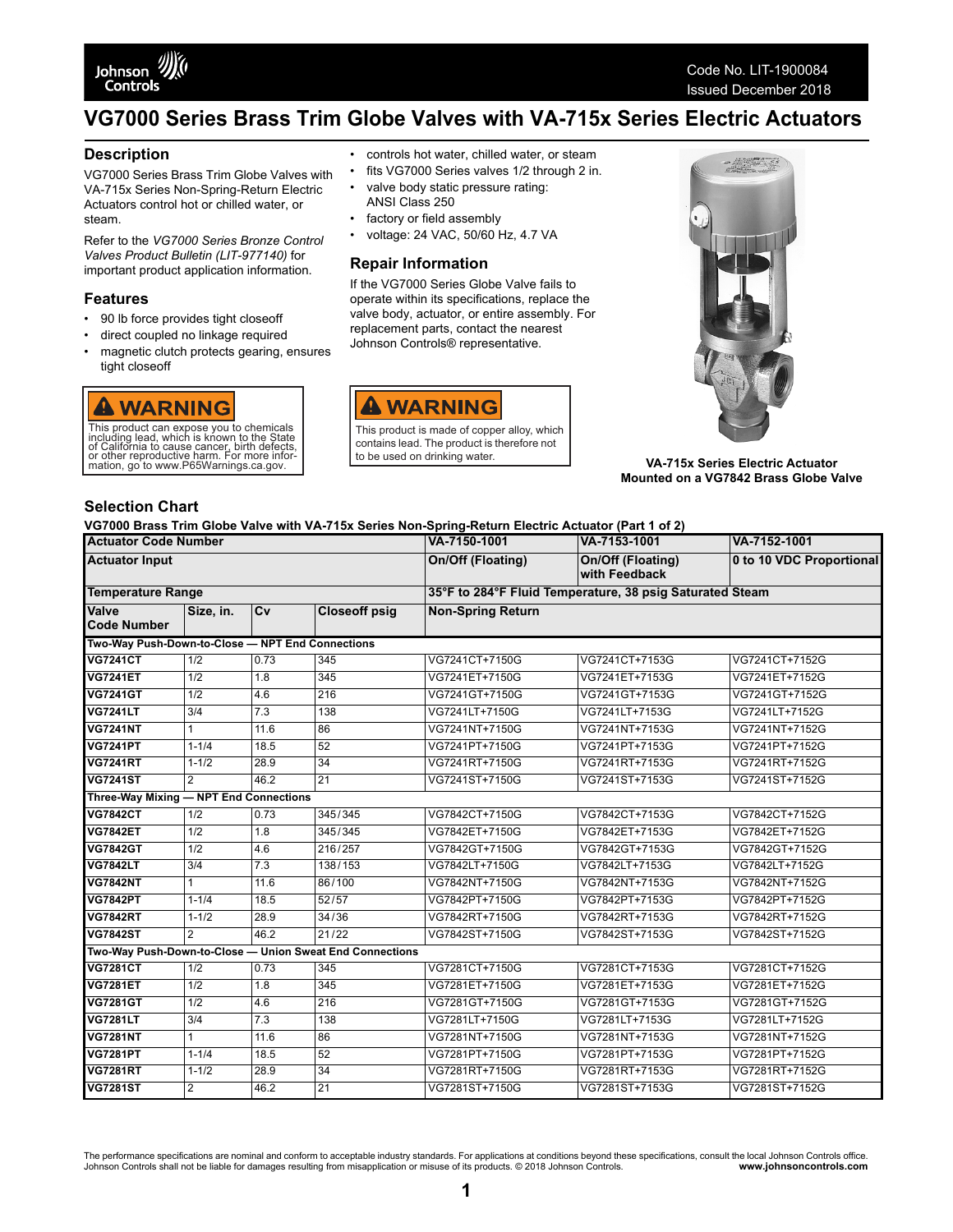# VG7000 Series Brass Trim Globe Valves with VA-715x Series Electric Actuators

## Description

VG7000 Series Brass Trim Globe Valves with VA-715x Series Non-Spring-Return Electric Actuators control hot or chilled water, or steam.

Refer to the *VG7000 Series Bronze Control Valves Product Bulletin (LIT-977140)* for important product application information.

## Features

- 90 lb force provides tight closeoff
- direct coupled no linkage required
- magnetic clutch protects gearing, ensures tight closeoff
- controls hot water, chilled water, or steam
- fits VG7000 Series valves 1/2 through 2 in.
- valve body static pressure rating: ANSI Class 250
- factory or field assembly
- voltage: 24 VAC, 50/60 Hz, 4.7 VA

**WARNING**

This product can expose you to chemicals including lead, which is known to the State of California to cause cancer, birth defects, or other reproductive harm. For more information, go to www.P65Warnings.ca.gov.

## Repair Information

If the VG7000 Series Globe Valve fails to operate within its specifications, replace the valve body, actuator, or entire assembly. For replacement parts, contact the nearest Johnson Controls® representative.

**WARNING**

This product is made of copper alloy, which contains lead. The product is therefore not to be used on drinking water.

**VA-715x Series Electric Actuator Mounted on a VG7842 Brass Globe Valve**

## Selection Chart

**VG7000 Brass Trim Globe Valve with VA-715x Series Non-Spring-Return Electric Actuator (Part 1 of 2)**

| **Actuator Code Number** | | | | **VA-7150-1001** | **VA-7153-1001** | **VA-7152-1001** |
|---|---|---|---|---|---|---|
| **Actuator Input** | | | | **On/Off (Floating)** | **On/Off (Floating) with Feedback** | **0 to 10 VDC Proportional** |
| **Temperature Range** | | | | **35°F to 284°F Fluid Temperature, 38 psig Saturated Steam** | | |
| **Valve Code Number** | **Size, in.** | **Cv** | **Closeoff psig** | **Non-Spring Return** | | |
| **Two-Way Push-Down-to-Close — NPT End Connections** | | | | | | |
| **VG7241CT** | 1/2 | 0.73 | 345 | VG7241CT+7150G | VG7241CT+7153G | VG7241CT+7152G |
| **VG7241ET** | 1/2 | 1.8 | 345 | VG7241ET+7150G | VG7241ET+7153G | VG7241ET+7152G |
| **VG7241GT** | 1/2 | 4.6 | 216 | VG7241GT+7150G | VG7241GT+7153G | VG7241GT+7152G |
| **VG7241LT** | 3/4 | 7.3 | 138 | VG7241LT+7150G | VG7241LT+7153G | VG7241LT+7152G |
| **VG7241NT** | 1 | 11.6 | 86 | VG7241NT+7150G | VG7241NT+7153G | VG7241NT+7152G |
| **VG7241PT** | 1-1/4 | 18.5 | 52 | VG7241PT+7150G | VG7241PT+7153G | VG7241PT+7152G |
| **VG7241RT** | 1-1/2 | 28.9 | 34 | VG7241RT+7150G | VG7241RT+7153G | VG7241RT+7152G |
| **VG7241ST** | 2 | 46.2 | 21 | VG7241ST+7150G | VG7241ST+7153G | VG7241ST+7152G |
| **Three-Way Mixing — NPT End Connections** | | | | | | |
| **VG7842CT** | 1/2 | 0.73 | 345/345 | VG7842CT+7150G | VG7842CT+7153G | VG7842CT+7152G |
| **VG7842ET** | 1/2 | 1.8 | 345/345 | VG7842ET+7150G | VG7842ET+7153G | VG7842ET+7152G |
| **VG7842GT** | 1/2 | 4.6 | 216/257 | VG7842GT+7150G | VG7842GT+7153G | VG7842GT+7152G |
| **VG7842LT** | 3/4 | 7.3 | 138/153 | VG7842LT+7150G | VG7842LT+7153G | VG7842LT+7152G |
| **VG7842NT** | 1 | 11.6 | 86/100 | VG7842NT+7150G | VG7842NT+7153G | VG7842NT+7152G |
| **VG7842PT** | 1-1/4 | 18.5 | 52/57 | VG7842PT+7150G | VG7842PT+7153G | VG7842PT+7152G |
| **VG7842RT** | 1-1/2 | 28.9 | 34/36 | VG7842RT+7150G | VG7842RT+7153G | VG7842RT+7152G |
| **VG7842ST** | 2 | 46.2 | 21/22 | VG7842ST+7150G | VG7842ST+7153G | VG7842ST+7152G |
| **Two-Way Push-Down-to-Close — Union Sweat End Connections** | | | | | | |
| **VG7281CT** | 1/2 | 0.73 | 345 | VG7281CT+7150G | VG7281CT+7153G | VG7281CT+7152G |
| **VG7281ET** | 1/2 | 1.8 | 345 | VG7281ET+7150G | VG7281ET+7153G | VG7281ET+7152G |
| **VG7281GT** | 1/2 | 4.6 | 216 | VG7281GT+7150G | VG7281GT+7153G | VG7281GT+7152G |
| **VG7281LT** | 3/4 | 7.3 | 138 | VG7281LT+7150G | VG7281LT+7153G | VG7281LT+7152G |
| **VG7281NT** | 1 | 11.6 | 86 | VG7281NT+7150G | VG7281NT+7153G | VG7281NT+7152G |
| **VG7281PT** | 1-1/4 | 18.5 | 52 | VG7281PT+7150G | VG7281PT+7153G | VG7281PT+7152G |
| **VG7281RT** | 1-1/2 | 28.9 | 34 | VG7281RT+7150G | VG7281RT+7153G | VG7281RT+7152G |
| **VG7281ST** | 2 | 46.2 | 21 | VG7281ST+7150G | VG7281ST+7153G | VG7281ST+7152G |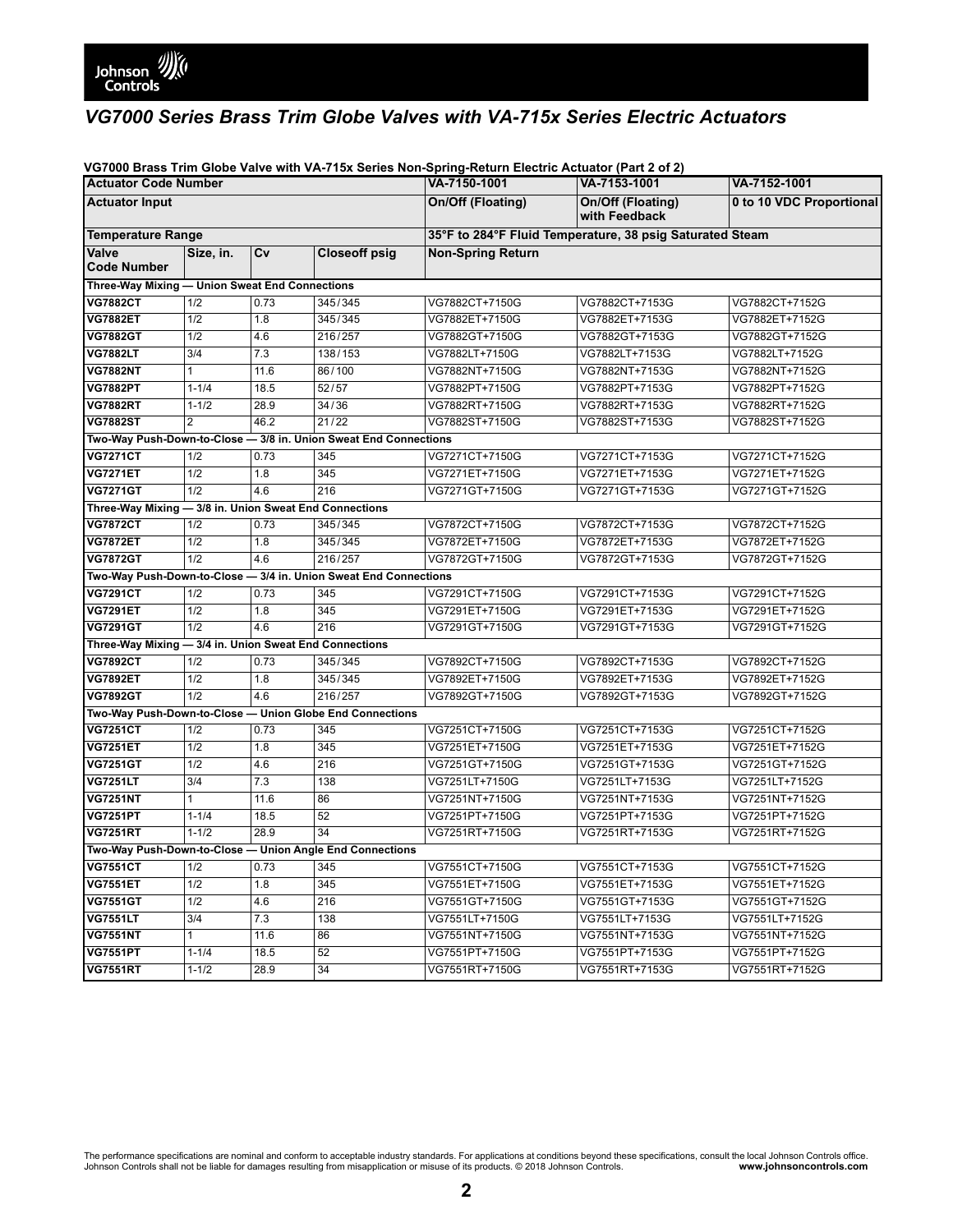## VG7000 Series Brass Trim Globe Valves with VA-715x Series Electric Actuators

**VG7000 Brass Trim Globe Valve with VA-715x Series Non-Spring-Return Electric Actuator (Part 2 of 2)**

| Actuator Code Number | | | | VA-7150-1001 | VA-7153-1001 | VA-7152-1001 |
|---|---|---|---|---|---|---|
| **Actuator Input** | | | | **On/Off (Floating)** | **On/Off (Floating) with Feedback** | **0 to 10 VDC Proportional** |
| **Temperature Range** | | | | **35°F to 284°F Fluid Temperature, 38 psig Saturated Steam** | | |
| **Valve Code Number** | **Size, in.** | **Cv** | **Closeoff psig** | **Non-Spring Return** | | |
| **Three-Way Mixing — Union Sweat End Connections** | | | | | | |
| **VG7882CT** | 1/2 | 0.73 | 345/345 | VG7882CT+7150G | VG7882CT+7153G | VG7882CT+7152G |
| **VG7882ET** | 1/2 | 1.8 | 345/345 | VG7882ET+7150G | VG7882ET+7153G | VG7882ET+7152G |
| **VG7882GT** | 1/2 | 4.6 | 216/257 | VG7882GT+7150G | VG7882GT+7153G | VG7882GT+7152G |
| **VG7882LT** | 3/4 | 7.3 | 138/153 | VG7882LT+7150G | VG7882LT+7153G | VG7882LT+7152G |
| **VG7882NT** | 1 | 11.6 | 86/100 | VG7882NT+7150G | VG7882NT+7153G | VG7882NT+7152G |
| **VG7882PT** | 1-1/4 | 18.5 | 52/57 | VG7882PT+7150G | VG7882PT+7153G | VG7882PT+7152G |
| **VG7882RT** | 1-1/2 | 28.9 | 34/36 | VG7882RT+7150G | VG7882RT+7153G | VG7882RT+7152G |
| **VG7882ST** | 2 | 46.2 | 21/22 | VG7882ST+7150G | VG7882ST+7153G | VG7882ST+7152G |
| **Two-Way Push-Down-to-Close — 3/8 in. Union Sweat End Connections** | | | | | | |
| **VG7271CT** | 1/2 | 0.73 | 345 | VG7271CT+7150G | VG7271CT+7153G | VG7271CT+7152G |
| **VG7271ET** | 1/2 | 1.8 | 345 | VG7271ET+7150G | VG7271ET+7153G | VG7271ET+7152G |
| **VG7271GT** | 1/2 | 4.6 | 216 | VG7271GT+7150G | VG7271GT+7153G | VG7271GT+7152G |
| **Three-Way Mixing — 3/8 in. Union Sweat End Connections** | | | | | | |
| **VG7872CT** | 1/2 | 0.73 | 345/345 | VG7872CT+7150G | VG7872CT+7153G | VG7872CT+7152G |
| **VG7872ET** | 1/2 | 1.8 | 345/345 | VG7872ET+7150G | VG7872ET+7153G | VG7872ET+7152G |
| **VG7872GT** | 1/2 | 4.6 | 216/257 | VG7872GT+7150G | VG7872GT+7153G | VG7872GT+7152G |
| **Two-Way Push-Down-to-Close — 3/4 in. Union Sweat End Connections** | | | | | | |
| **VG7291CT** | 1/2 | 0.73 | 345 | VG7291CT+7150G | VG7291CT+7153G | VG7291CT+7152G |
| **VG7291ET** | 1/2 | 1.8 | 345 | VG7291ET+7150G | VG7291ET+7153G | VG7291ET+7152G |
| **VG7291GT** | 1/2 | 4.6 | 216 | VG7291GT+7150G | VG7291GT+7153G | VG7291GT+7152G |
| **Three-Way Mixing — 3/4 in. Union Sweat End Connections** | | | | | | |
| **VG7892CT** | 1/2 | 0.73 | 345/345 | VG7892CT+7150G | VG7892CT+7153G | VG7892CT+7152G |
| **VG7892ET** | 1/2 | 1.8 | 345/345 | VG7892ET+7150G | VG7892ET+7153G | VG7892ET+7152G |
| **VG7892GT** | 1/2 | 4.6 | 216/257 | VG7892GT+7150G | VG7892GT+7153G | VG7892GT+7152G |
| **Two-Way Push-Down-to-Close — Union Globe End Connections** | | | | | | |
| **VG7251CT** | 1/2 | 0.73 | 345 | VG7251CT+7150G | VG7251CT+7153G | VG7251CT+7152G |
| **VG7251ET** | 1/2 | 1.8 | 345 | VG7251ET+7150G | VG7251ET+7153G | VG7251ET+7152G |
| **VG7251GT** | 1/2 | 4.6 | 216 | VG7251GT+7150G | VG7251GT+7153G | VG7251GT+7152G |
| **VG7251LT** | 3/4 | 7.3 | 138 | VG7251LT+7150G | VG7251LT+7153G | VG7251LT+7152G |
| **VG7251NT** | 1 | 11.6 | 86 | VG7251NT+7150G | VG7251NT+7153G | VG7251NT+7152G |
| **VG7251PT** | 1-1/4 | 18.5 | 52 | VG7251PT+7150G | VG7251PT+7153G | VG7251PT+7152G |
| **VG7251RT** | 1-1/2 | 28.9 | 34 | VG7251RT+7150G | VG7251RT+7153G | VG7251RT+7152G |
| **Two-Way Push-Down-to-Close — Union Angle End Connections** | | | | | | |
| **VG7551CT** | 1/2 | 0.73 | 345 | VG7551CT+7150G | VG7551CT+7153G | VG7551CT+7152G |
| **VG7551ET** | 1/2 | 1.8 | 345 | VG7551ET+7150G | VG7551ET+7153G | VG7551ET+7152G |
| **VG7551GT** | 1/2 | 4.6 | 216 | VG7551GT+7150G | VG7551GT+7153G | VG7551GT+7152G |
| **VG7551LT** | 3/4 | 7.3 | 138 | VG7551LT+7150G | VG7551LT+7153G | VG7551LT+7152G |
| **VG7551NT** | 1 | 11.6 | 86 | VG7551NT+7150G | VG7551NT+7153G | VG7551NT+7152G |
| **VG7551PT** | 1-1/4 | 18.5 | 52 | VG7551PT+7150G | VG7551PT+7153G | VG7551PT+7152G |
| **VG7551RT** | 1-1/2 | 28.9 | 34 | VG7551RT+7150G | VG7551RT+7153G | VG7551RT+7152G |

The performance specifications are nominal and conform to acceptable industry standards. For applications at conditions beyond these specifications, consult the local Johnson Controls office. Johnson Controls shall not be liable for damages resulting from misapplication or misuse of its products. © 2018 Johnson Controls. **www.johnsoncontrols.com**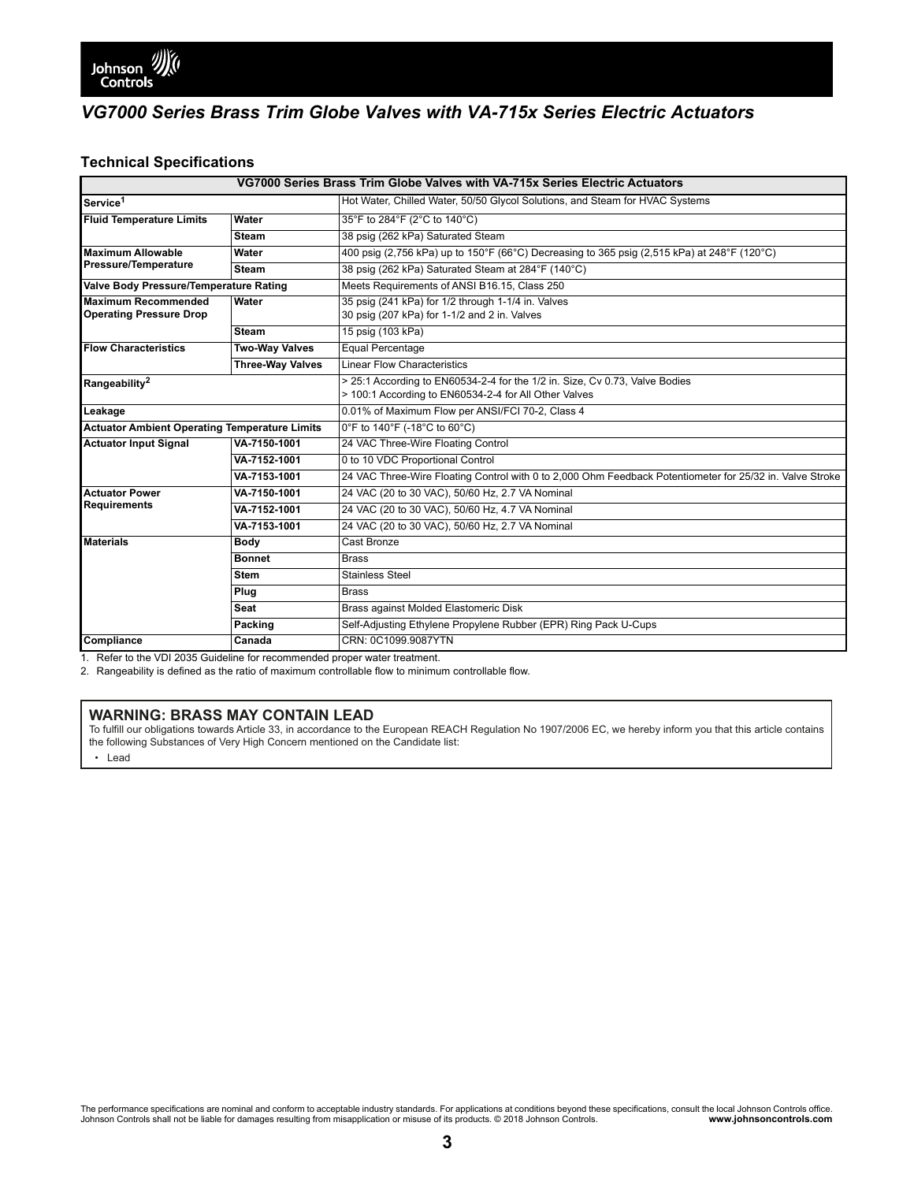## VG7000 Series Brass Trim Globe Valves with VA-715x Series Electric Actuators

### Technical Specifications

| VG7000 Series Brass Trim Globe Valves with VA-715x Series Electric Actuators | | |
|---|---|---|
| **Service**[1] | | Hot Water, Chilled Water, 50/50 Glycol Solutions, and Steam for HVAC Systems |
| **Fluid Temperature Limits** | **Water** | 35°F to 284°F (2°C to 140°C) |
| | **Steam** | 38 psig (262 kPa) Saturated Steam |
| **Maximum Allowable Pressure/Temperature** | **Water** | 400 psig (2,756 kPa) up to 150°F (66°C) Decreasing to 365 psig (2,515 kPa) at 248°F (120°C) |
| | **Steam** | 38 psig (262 kPa) Saturated Steam at 284°F (140°C) |
| **Valve Body Pressure/Temperature Rating** | | Meets Requirements of ANSI B16.15, Class 250 |
| **Maximum Recommended Operating Pressure Drop** | **Water** | 35 psig (241 kPa) for 1/2 through 1-1/4 in. Valves<br>30 psig (207 kPa) for 1-1/2 and 2 in. Valves |
| | **Steam** | 15 psig (103 kPa) |
| **Flow Characteristics** | **Two-Way Valves** | Equal Percentage |
| | **Three-Way Valves** | Linear Flow Characteristics |
| **Rangeability**[2] | | > 25:1 According to EN60534-2-4 for the 1/2 in. Size, Cv 0.73, Valve Bodies<br>> 100:1 According to EN60534-2-4 for All Other Valves |
| **Leakage** | | 0.01% of Maximum Flow per ANSI/FCI 70-2, Class 4 |
| **Actuator Ambient Operating Temperature Limits** | | 0°F to 140°F (-18°C to 60°C) |
| **Actuator Input Signal** | **VA-7150-1001** | 24 VAC Three-Wire Floating Control |
| | **VA-7152-1001** | 0 to 10 VDC Proportional Control |
| | **VA-7153-1001** | 24 VAC Three-Wire Floating Control with 0 to 2,000 Ohm Feedback Potentiometer for 25/32 in. Valve Stroke |
| **Actuator Power Requirements** | **VA-7150-1001** | 24 VAC (20 to 30 VAC), 50/60 Hz, 2.7 VA Nominal |
| | **VA-7152-1001** | 24 VAC (20 to 30 VAC), 50/60 Hz, 4.7 VA Nominal |
| | **VA-7153-1001** | 24 VAC (20 to 30 VAC), 50/60 Hz, 2.7 VA Nominal |
| **Materials** | **Body** | Cast Bronze |
| | **Bonnet** | Brass |
| | **Stem** | Stainless Steel |
| | **Plug** | Brass |
| | **Seat** | Brass against Molded Elastomeric Disk |
| | **Packing** | Self-Adjusting Ethylene Propylene Rubber (EPR) Ring Pack U-Cups |
| **Compliance** | **Canada** | CRN: 0C1099.9087YTN |

1. Refer to the VDI 2035 Guideline for recommended proper water treatment.
2. Rangeability is defined as the ratio of maximum controllable flow to minimum controllable flow.

**WARNING: BRASS MAY CONTAIN LEAD**

To fulfill our obligations towards Article 33, in accordance to the European REACH Regulation No 1907/2006 EC, we hereby inform you that this article contains the following Substances of Very High Concern mentioned on the Candidate list:

- Lead

The performance specifications are nominal and conform to acceptable industry standards. For applications at conditions beyond these specifications, consult the local Johnson Controls office. Johnson Controls shall not be liable for damages resulting from misapplication or misuse of its products. © 2018 Johnson Controls. **www.johnsoncontrols.com**